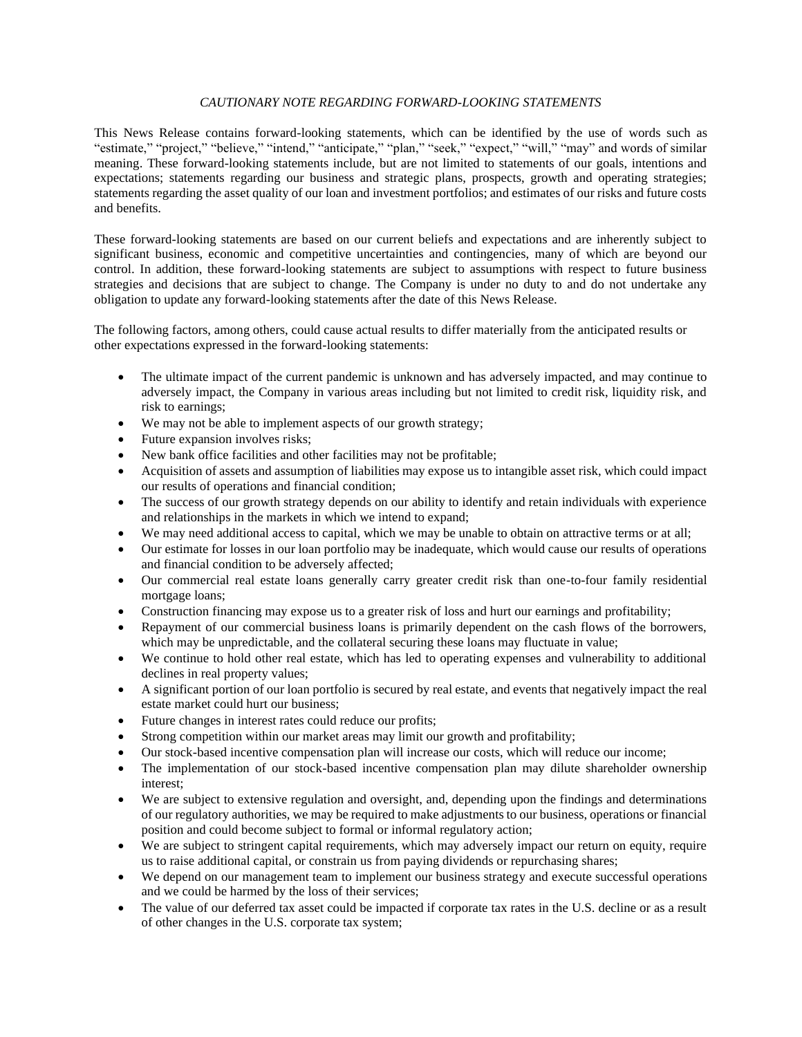*CAUTIONARY NOTE REGARDING FORWARD-LOOKING STATEMENTS*

This News Release contains forward-looking statements, which can be identified by the use of words such as "estimate," "project," "believe," "intend," "anticipate," "plan," "seek," "expect," "will," "may" and words of similar meaning. These forward-looking statements include, but are not limited to statements of our goals, intentions and expectations; statements regarding our business and strategic plans, prospects, growth and operating strategies; statements regarding the asset quality of our loan and investment portfolios; and estimates of our risks and future costs and benefits.

These forward-looking statements are based on our current beliefs and expectations and are inherently subject to significant business, economic and competitive uncertainties and contingencies, many of which are beyond our control. In addition, these forward-looking statements are subject to assumptions with respect to future business strategies and decisions that are subject to change. The Company is under no duty to and do not undertake any obligation to update any forward-looking statements after the date of this News Release.

The following factors, among others, could cause actual results to differ materially from the anticipated results or other expectations expressed in the forward-looking statements:

- The ultimate impact of the current pandemic is unknown and has adversely impacted, and may continue to adversely impact, the Company in various areas including but not limited to credit risk, liquidity risk, and risk to earnings;
- We may not be able to implement aspects of our growth strategy;
- Future expansion involves risks;
- New bank office facilities and other facilities may not be profitable;
- Acquisition of assets and assumption of liabilities may expose us to intangible asset risk, which could impact our results of operations and financial condition;
- The success of our growth strategy depends on our ability to identify and retain individuals with experience and relationships in the markets in which we intend to expand;
- We may need additional access to capital, which we may be unable to obtain on attractive terms or at all;
- Our estimate for losses in our loan portfolio may be inadequate, which would cause our results of operations and financial condition to be adversely affected;
- Our commercial real estate loans generally carry greater credit risk than one-to-four family residential mortgage loans;
- Construction financing may expose us to a greater risk of loss and hurt our earnings and profitability;
- Repayment of our commercial business loans is primarily dependent on the cash flows of the borrowers, which may be unpredictable, and the collateral securing these loans may fluctuate in value;
- We continue to hold other real estate, which has led to operating expenses and vulnerability to additional declines in real property values;
- A significant portion of our loan portfolio is secured by real estate, and events that negatively impact the real estate market could hurt our business;
- Future changes in interest rates could reduce our profits;
- Strong competition within our market areas may limit our growth and profitability;
- Our stock-based incentive compensation plan will increase our costs, which will reduce our income;
- The implementation of our stock-based incentive compensation plan may dilute shareholder ownership interest;
- We are subject to extensive regulation and oversight, and, depending upon the findings and determinations of our regulatory authorities, we may be required to make adjustments to our business, operations or financial position and could become subject to formal or informal regulatory action;
- We are subject to stringent capital requirements, which may adversely impact our return on equity, require us to raise additional capital, or constrain us from paying dividends or repurchasing shares;
- We depend on our management team to implement our business strategy and execute successful operations and we could be harmed by the loss of their services;
- The value of our deferred tax asset could be impacted if corporate tax rates in the U.S. decline or as a result of other changes in the U.S. corporate tax system;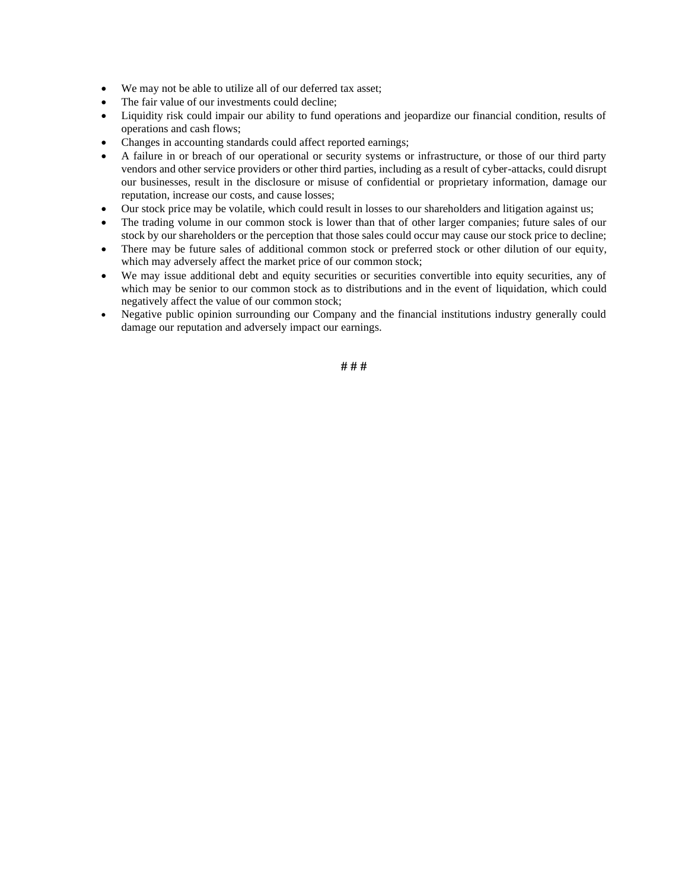- We may not be able to utilize all of our deferred tax asset;
- The fair value of our investments could decline;
- Liquidity risk could impair our ability to fund operations and jeopardize our financial condition, results of operations and cash flows;
- Changes in accounting standards could affect reported earnings;
- A failure in or breach of our operational or security systems or infrastructure, or those of our third party vendors and other service providers or other third parties, including as a result of cyber-attacks, could disrupt our businesses, result in the disclosure or misuse of confidential or proprietary information, damage our reputation, increase our costs, and cause losses;
- Our stock price may be volatile, which could result in losses to our shareholders and litigation against us;
- The trading volume in our common stock is lower than that of other larger companies; future sales of our stock by our shareholders or the perception that those sales could occur may cause our stock price to decline;
- There may be future sales of additional common stock or preferred stock or other dilution of our equity, which may adversely affect the market price of our common stock;
- We may issue additional debt and equity securities or securities convertible into equity securities, any of which may be senior to our common stock as to distributions and in the event of liquidation, which could negatively affect the value of our common stock;
- Negative public opinion surrounding our Company and the financial institutions industry generally could damage our reputation and adversely impact our earnings.

# # #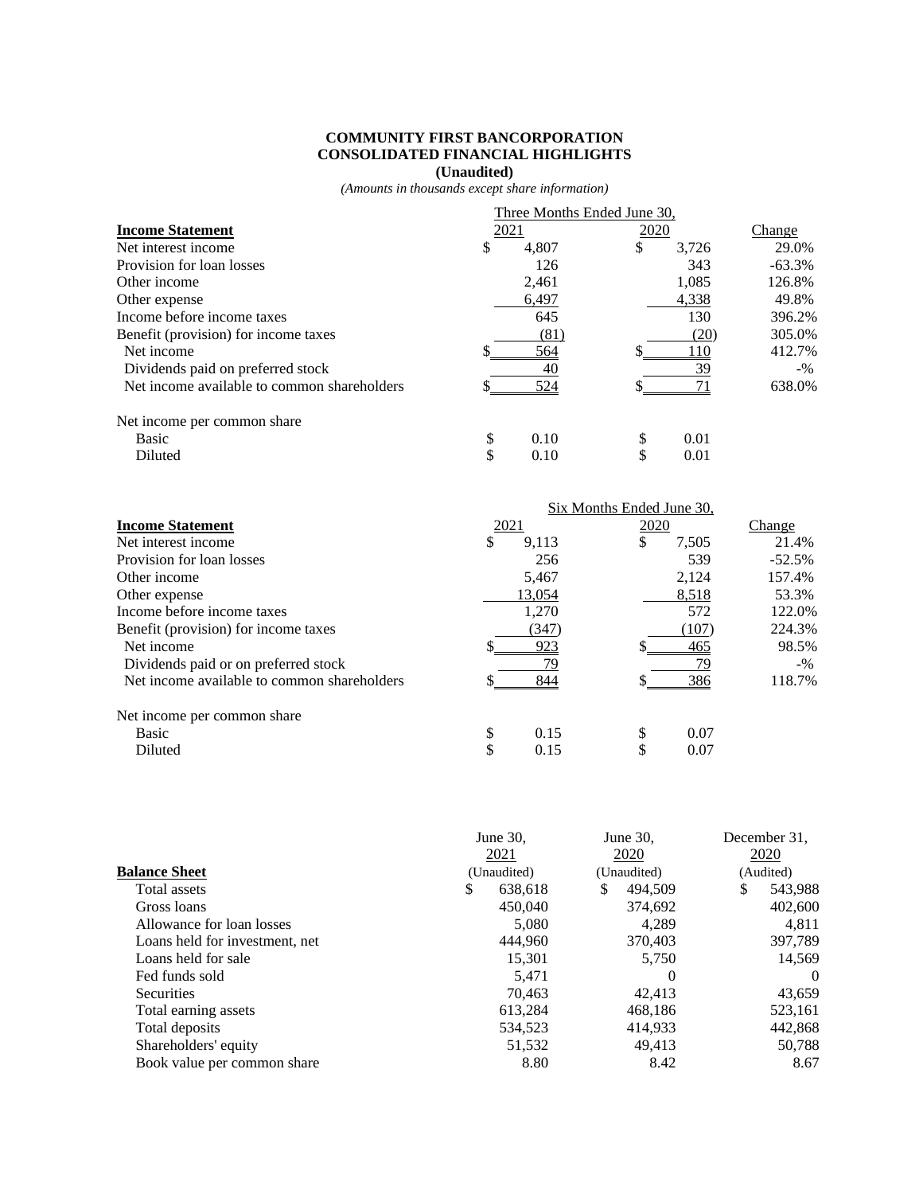**COMMUNITY FIRST BANCORPORATION**
**CONSOLIDATED FINANCIAL HIGHLIGHTS**
**(Unaudited)**
*(Amounts in thousands except share information)*

| **Income Statement** | Three Months Ended June 30, 2021 | Three Months Ended June 30, 2020 | Change |
|---|---|---|---|
| Net interest income | $ 4,807 | $ 3,726 | 29.0% |
| Provision for loan losses | 126 | 343 | -63.3% |
| Other income | 2,461 | 1,085 | 126.8% |
| Other expense | 6,497 | 4,338 | 49.8% |
| Income before income taxes | 645 | 130 | 396.2% |
| Benefit (provision) for income taxes | (81) | (20) | 305.0% |
| Net income | $ 564 | $ 110 | 412.7% |
| Dividends paid on preferred stock | 40 | 39 | -% |
| Net income available to common shareholders | $ 524 | $ 71 | 638.0% |
| Net income per common share | | | |
| Basic | $ 0.10 | $ 0.01 | |
| Diluted | $ 0.10 | $ 0.01 | |

| **Income Statement** | Six Months Ended June 30, 2021 | Six Months Ended June 30, 2020 | Change |
|---|---|---|---|
| Net interest income | $ 9,113 | $ 7,505 | 21.4% |
| Provision for loan losses | 256 | 539 | -52.5% |
| Other income | 5,467 | 2,124 | 157.4% |
| Other expense | 13,054 | 8,518 | 53.3% |
| Income before income taxes | 1,270 | 572 | 122.0% |
| Benefit (provision) for income taxes | (347) | (107) | 224.3% |
| Net income | $ 923 | $ 465 | 98.5% |
| Dividends paid or on preferred stock | 79 | 79 | -% |
| Net income available to common shareholders | $ 844 | $ 386 | 118.7% |
| Net income per common share | | | |
| Basic | $ 0.15 | $ 0.07 | |
| Diluted | $ 0.15 | $ 0.07 | |

| **Balance Sheet** | June 30, 2021 (Unaudited) | June 30, 2020 (Unaudited) | December 31, 2020 (Audited) |
|---|---|---|---|
| Total assets | $ 638,618 | $ 494,509 | $ 543,988 |
| Gross loans | 450,040 | 374,692 | 402,600 |
| Allowance for loan losses | 5,080 | 4,289 | 4,811 |
| Loans held for investment, net | 444,960 | 370,403 | 397,789 |
| Loans held for sale | 15,301 | 5,750 | 14,569 |
| Fed funds sold | 5,471 | 0 | 0 |
| Securities | 70,463 | 42,413 | 43,659 |
| Total earning assets | 613,284 | 468,186 | 523,161 |
| Total deposits | 534,523 | 414,933 | 442,868 |
| Shareholders' equity | 51,532 | 49,413 | 50,788 |
| Book value per common share | 8.80 | 8.42 | 8.67 |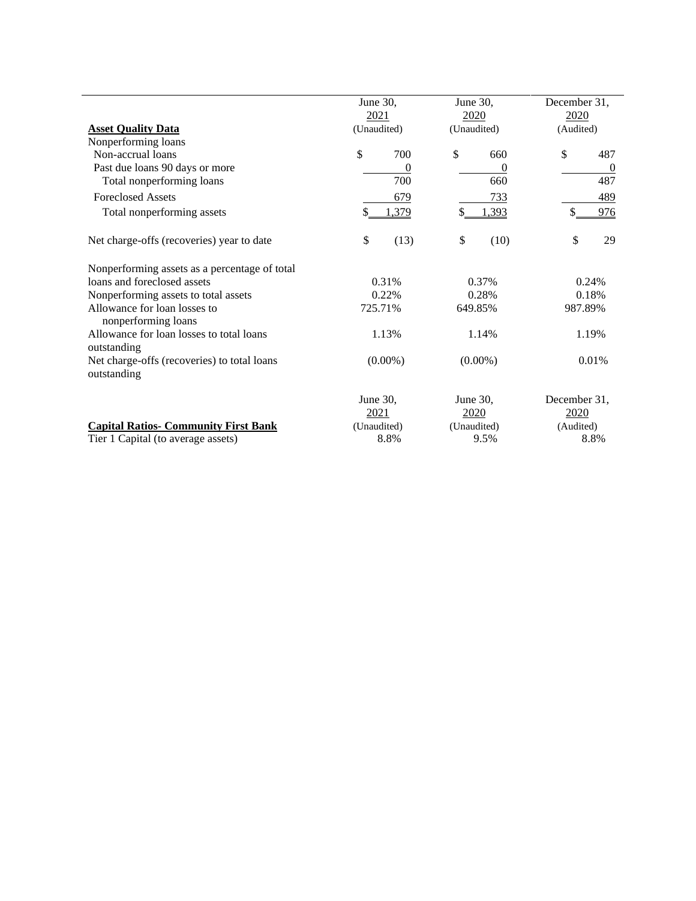| Asset Quality Data | June 30, 2021 (Unaudited) | June 30, 2020 (Unaudited) | December 31, 2020 (Audited) |
|---|---|---|---|
| Nonperforming loans | | | |
| Non-accrual loans | $ 700 | $ 660 | $ 487 |
| Past due loans 90 days or more | 0 | 0 | 0 |
| Total nonperforming loans | 700 | 660 | 487 |
| Foreclosed Assets | 679 | 733 | 489 |
| Total nonperforming assets | $ 1,379 | $ 1,393 | $ 976 |
| Net charge-offs (recoveries) year to date | $ (13) | $ (10) | $ 29 |
| Nonperforming assets as a percentage of total loans and foreclosed assets | 0.31% | 0.37% | 0.24% |
| Nonperforming assets to total assets | 0.22% | 0.28% | 0.18% |
| Allowance for loan losses to nonperforming loans | 725.71% | 649.85% | 987.89% |
| Allowance for loan losses to total loans outstanding | 1.13% | 1.14% | 1.19% |
| Net charge-offs (recoveries) to total loans outstanding | (0.00%) | (0.00%) | 0.01% |

| Capital Ratios- Community First Bank | June 30, 2021 (Unaudited) | June 30, 2020 (Unaudited) | December 31, 2020 (Audited) |
|---|---|---|---|
| Tier 1 Capital (to average assets) | 8.8% | 9.5% | 8.8% |